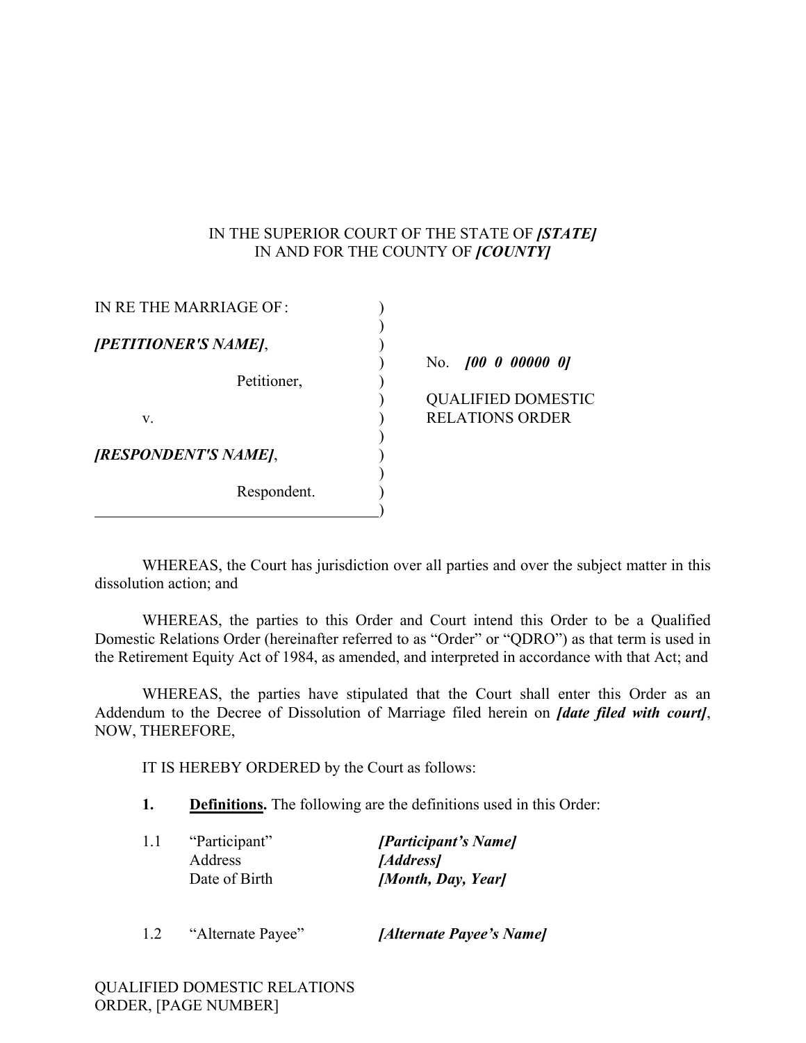IN THE SUPERIOR COURT OF THE STATE OF ***[STATE]***
IN AND FOR THE COUNTY OF ***[COUNTY]***

| | |
|---|---|
| IN RE THE MARRIAGE OF: | |
| ***[PETITIONER'S NAME]***, | No. ***[00 0 00000 0]*** |
| Petitioner, | QUALIFIED DOMESTIC RELATIONS ORDER |
| v. | |
| ***[RESPONDENT'S NAME]***, | |
| Respondent. | |

WHEREAS, the Court has jurisdiction over all parties and over the subject matter in this dissolution action; and

WHEREAS, the parties to this Order and Court intend this Order to be a Qualified Domestic Relations Order (hereinafter referred to as "Order" or "QDRO") as that term is used in the Retirement Equity Act of 1984, as amended, and interpreted in accordance with that Act; and

WHEREAS, the parties have stipulated that the Court shall enter this Order as an Addendum to the Decree of Dissolution of Marriage filed herein on ***[date filed with court]***, NOW, THEREFORE,

IT IS HEREBY ORDERED by the Court as follows:

**1. Definitions.** The following are the definitions used in this Order:

1.1 "Participant" ***[Participant's Name]***
Address ***[Address]***
Date of Birth ***[Month, Day, Year]***

1.2 "Alternate Payee" ***[Alternate Payee's Name]***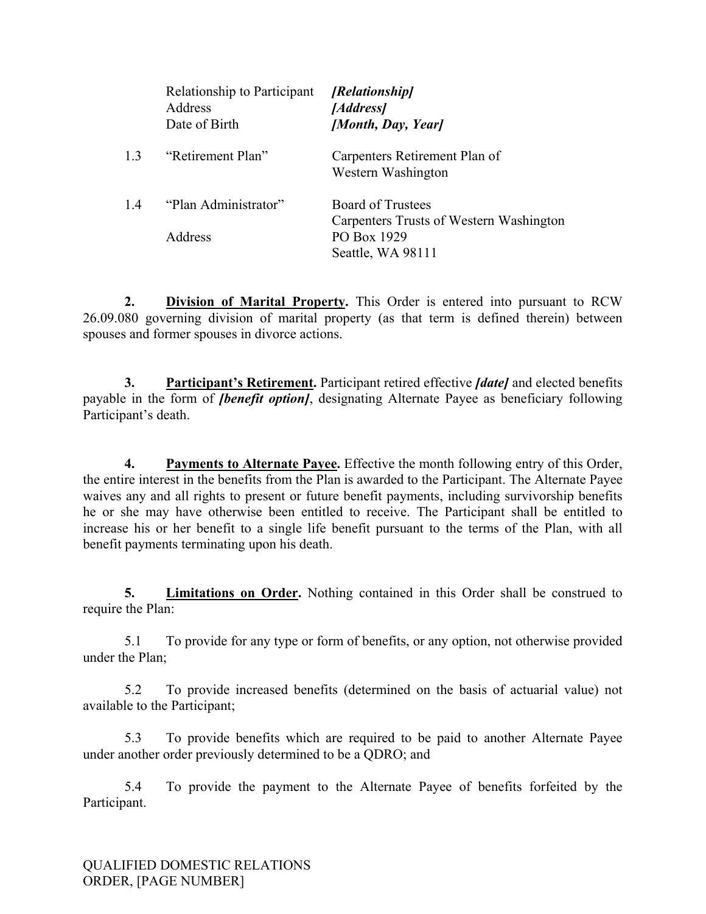| | | |
|---|---|---|
| | Relationship to Participant | ***[Relationship]*** |
| | Address | ***[Address]*** |
| | Date of Birth | ***[Month, Day, Year]*** |
| 1.3 | "Retirement Plan" | Carpenters Retirement Plan of Western Washington |
| 1.4 | "Plan Administrator" | Board of Trustees<br>Carpenters Trusts of Western Washington |
| | Address | PO Box 1929<br>Seattle, WA 98111 |

**2. Division of Marital Property.** This Order is entered into pursuant to RCW 26.09.080 governing division of marital property (as that term is defined therein) between spouses and former spouses in divorce actions.

**3. Participant's Retirement.** Participant retired effective ***[date]*** and elected benefits payable in the form of ***[benefit option]***, designating Alternate Payee as beneficiary following Participant's death.

**4. Payments to Alternate Payee.** Effective the month following entry of this Order, the entire interest in the benefits from the Plan is awarded to the Participant. The Alternate Payee waives any and all rights to present or future benefit payments, including survivorship benefits he or she may have otherwise been entitled to receive. The Participant shall be entitled to increase his or her benefit to a single life benefit pursuant to the terms of the Plan, with all benefit payments terminating upon his death.

**5. Limitations on Order.** Nothing contained in this Order shall be construed to require the Plan:

5.1 To provide for any type or form of benefits, or any option, not otherwise provided under the Plan;

5.2 To provide increased benefits (determined on the basis of actuarial value) not available to the Participant;

5.3 To provide benefits which are required to be paid to another Alternate Payee under another order previously determined to be a QDRO; and

5.4 To provide the payment to the Alternate Payee of benefits forfeited by the Participant.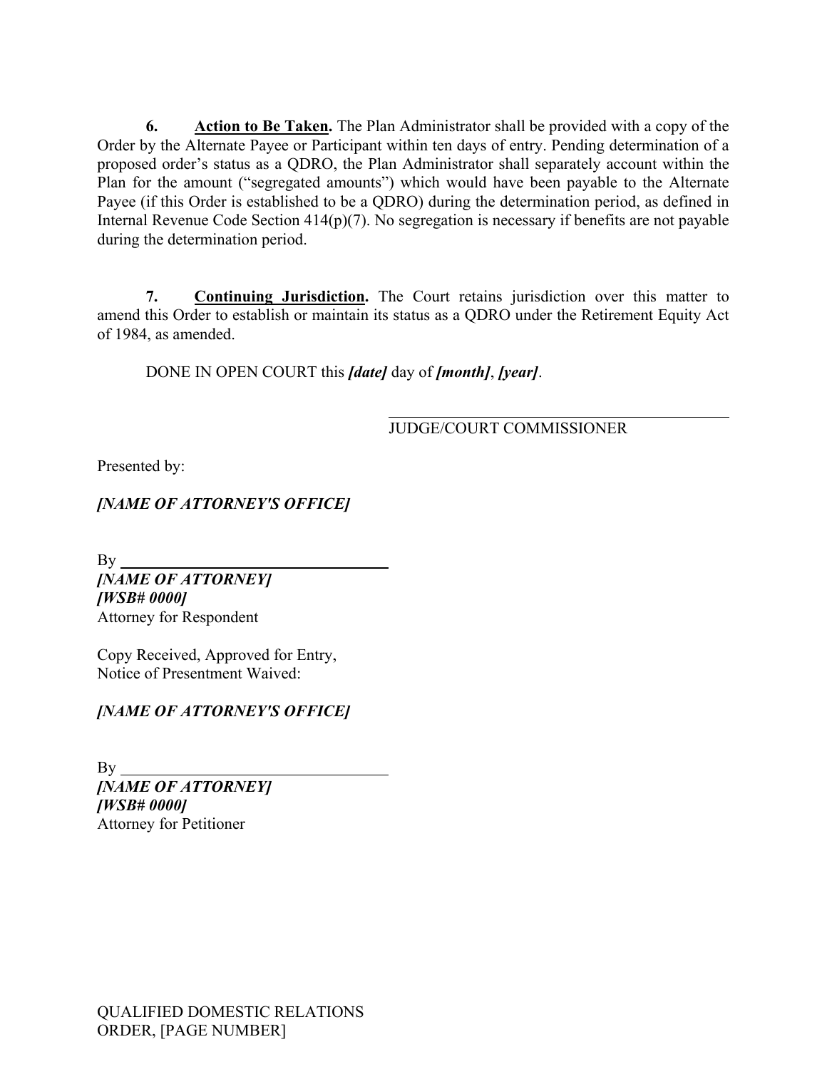**6.** **Action to Be Taken.** The Plan Administrator shall be provided with a copy of the Order by the Alternate Payee or Participant within ten days of entry. Pending determination of a proposed order's status as a QDRO, the Plan Administrator shall separately account within the Plan for the amount ("segregated amounts") which would have been payable to the Alternate Payee (if this Order is established to be a QDRO) during the determination period, as defined in Internal Revenue Code Section 414(p)(7). No segregation is necessary if benefits are not payable during the determination period.

**7.** **Continuing Jurisdiction.** The Court retains jurisdiction over this matter to amend this Order to establish or maintain its status as a QDRO under the Retirement Equity Act of 1984, as amended.

DONE IN OPEN COURT this ***[date]*** day of ***[month]***, ***[year]***.

\_\_\_\_\_\_\_\_\_\_\_\_\_\_\_\_\_\_\_\_\_\_\_\_\_\_\_\_\_\_\_\_\_\_\_\_\_\_\_\_
JUDGE/COURT COMMISSIONER

Presented by:

***[NAME OF ATTORNEY'S OFFICE]***

By \_\_\_\_\_\_\_\_\_\_\_\_\_\_\_\_\_\_\_\_\_\_\_\_\_\_\_\_\_\_\_\_
***[NAME OF ATTORNEY]***
***[WSB# 0000]***
Attorney for Respondent

Copy Received, Approved for Entry,
Notice of Presentment Waived:

***[NAME OF ATTORNEY'S OFFICE]***

By \_\_\_\_\_\_\_\_\_\_\_\_\_\_\_\_\_\_\_\_\_\_\_\_\_\_\_\_\_\_\_\_
***[NAME OF ATTORNEY]***
***[WSB# 0000]***
Attorney for Petitioner